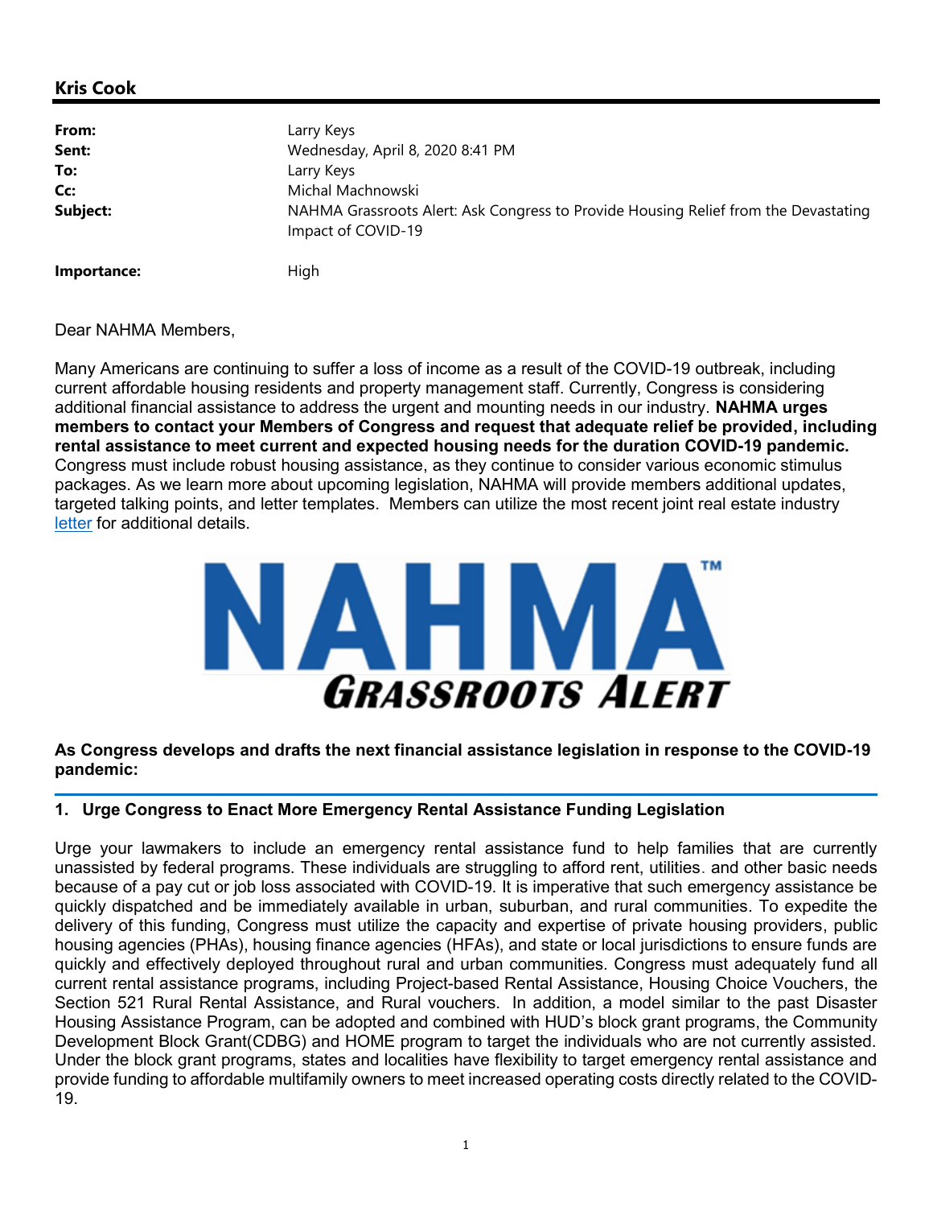## Kris Cook

| | |
|---|---|
| **From:** | Larry Keys |
| **Sent:** | Wednesday, April 8, 2020 8:41 PM |
| **To:** | Larry Keys |
| **Cc:** | Michal Machnowski |
| **Subject:** | NAHMA Grassroots Alert: Ask Congress to Provide Housing Relief from the Devastating Impact of COVID-19 |
| **Importance:** | High |

Dear NAHMA Members,

Many Americans are continuing to suffer a loss of income as a result of the COVID-19 outbreak, including current affordable housing residents and property management staff. Currently, Congress is considering additional financial assistance to address the urgent and mounting needs in our industry. **NAHMA urges members to contact your Members of Congress and request that adequate relief be provided, including rental assistance to meet current and expected housing needs for the duration COVID-19 pandemic.** Congress must include robust housing assistance, as they continue to consider various economic stimulus packages. As we learn more about upcoming legislation, NAHMA will provide members additional updates, targeted talking points, and letter templates. Members can utilize the most recent joint real estate industry letter for additional details.

NAHMA™
GRASSROOTS ALERT

**As Congress develops and drafts the next financial assistance legislation in response to the COVID-19 pandemic:**

### 1. Urge Congress to Enact More Emergency Rental Assistance Funding Legislation

Urge your lawmakers to include an emergency rental assistance fund to help families that are currently unassisted by federal programs. These individuals are struggling to afford rent, utilities. and other basic needs because of a pay cut or job loss associated with COVID-19. It is imperative that such emergency assistance be quickly dispatched and be immediately available in urban, suburban, and rural communities. To expedite the delivery of this funding, Congress must utilize the capacity and expertise of private housing providers, public housing agencies (PHAs), housing finance agencies (HFAs), and state or local jurisdictions to ensure funds are quickly and effectively deployed throughout rural and urban communities. Congress must adequately fund all current rental assistance programs, including Project-based Rental Assistance, Housing Choice Vouchers, the Section 521 Rural Rental Assistance, and Rural vouchers. In addition, a model similar to the past Disaster Housing Assistance Program, can be adopted and combined with HUD's block grant programs, the Community Development Block Grant(CDBG) and HOME program to target the individuals who are not currently assisted. Under the block grant programs, states and localities have flexibility to target emergency rental assistance and provide funding to affordable multifamily owners to meet increased operating costs directly related to the COVID-19.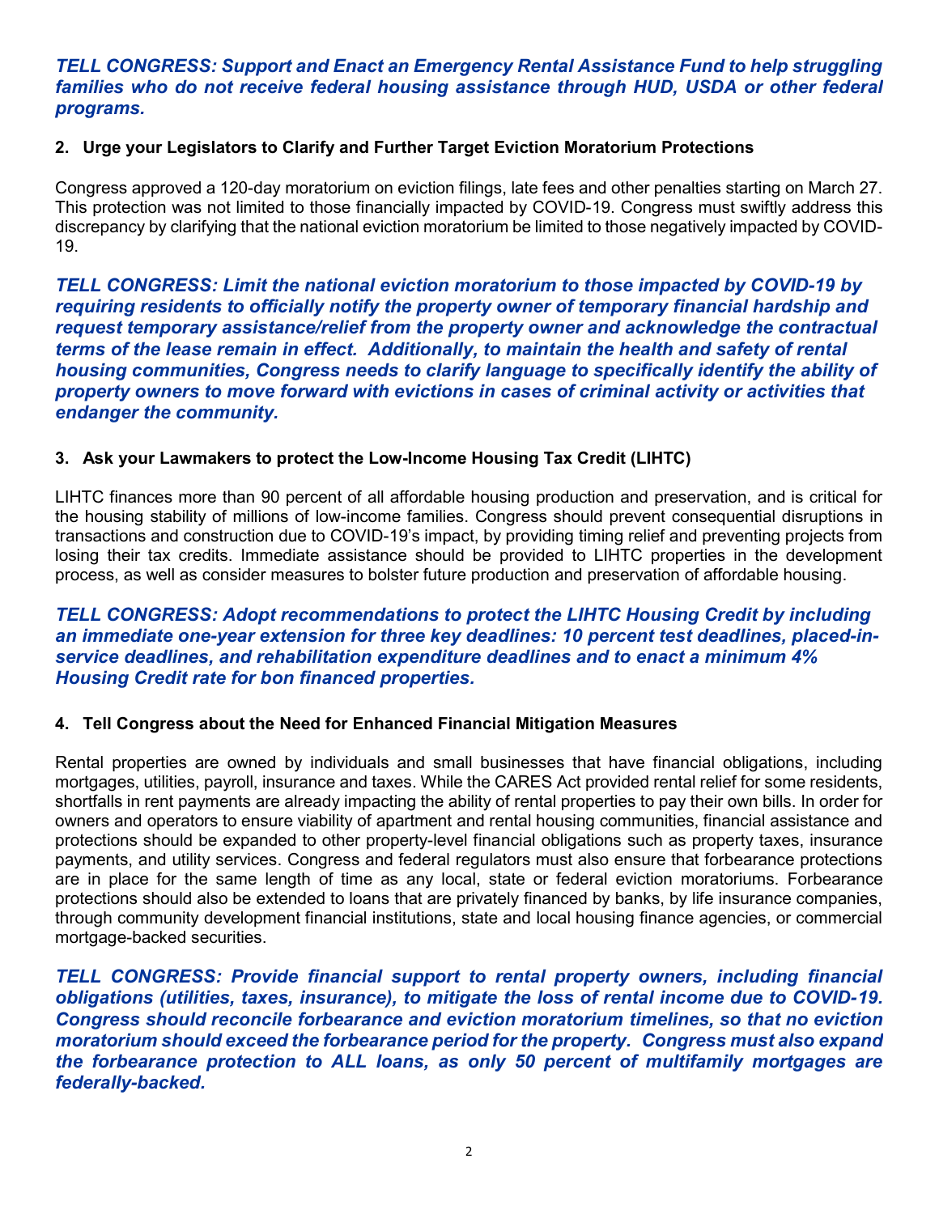***TELL CONGRESS: Support and Enact an Emergency Rental Assistance Fund to help struggling families who do not receive federal housing assistance through HUD, USDA or other federal programs.***

**2. Urge your Legislators to Clarify and Further Target Eviction Moratorium Protections**

Congress approved a 120-day moratorium on eviction filings, late fees and other penalties starting on March 27. This protection was not limited to those financially impacted by COVID-19. Congress must swiftly address this discrepancy by clarifying that the national eviction moratorium be limited to those negatively impacted by COVID-19.

***TELL CONGRESS: Limit the national eviction moratorium to those impacted by COVID-19 by requiring residents to officially notify the property owner of temporary financial hardship and request temporary assistance/relief from the property owner and acknowledge the contractual terms of the lease remain in effect. Additionally, to maintain the health and safety of rental housing communities, Congress needs to clarify language to specifically identify the ability of property owners to move forward with evictions in cases of criminal activity or activities that endanger the community.***

**3. Ask your Lawmakers to protect the Low-Income Housing Tax Credit (LIHTC)**

LIHTC finances more than 90 percent of all affordable housing production and preservation, and is critical for the housing stability of millions of low-income families. Congress should prevent consequential disruptions in transactions and construction due to COVID-19's impact, by providing timing relief and preventing projects from losing their tax credits. Immediate assistance should be provided to LIHTC properties in the development process, as well as consider measures to bolster future production and preservation of affordable housing.

***TELL CONGRESS: Adopt recommendations to protect the LIHTC Housing Credit by including an immediate one-year extension for three key deadlines: 10 percent test deadlines, placed-in-service deadlines, and rehabilitation expenditure deadlines and to enact a minimum 4% Housing Credit rate for bon financed properties.***

**4. Tell Congress about the Need for Enhanced Financial Mitigation Measures**

Rental properties are owned by individuals and small businesses that have financial obligations, including mortgages, utilities, payroll, insurance and taxes. While the CARES Act provided rental relief for some residents, shortfalls in rent payments are already impacting the ability of rental properties to pay their own bills. In order for owners and operators to ensure viability of apartment and rental housing communities, financial assistance and protections should be expanded to other property-level financial obligations such as property taxes, insurance payments, and utility services. Congress and federal regulators must also ensure that forbearance protections are in place for the same length of time as any local, state or federal eviction moratoriums. Forbearance protections should also be extended to loans that are privately financed by banks, by life insurance companies, through community development financial institutions, state and local housing finance agencies, or commercial mortgage-backed securities.

***TELL CONGRESS: Provide financial support to rental property owners, including financial obligations (utilities, taxes, insurance), to mitigate the loss of rental income due to COVID-19. Congress should reconcile forbearance and eviction moratorium timelines, so that no eviction moratorium should exceed the forbearance period for the property. Congress must also expand the forbearance protection to ALL loans, as only 50 percent of multifamily mortgages are federally-backed.***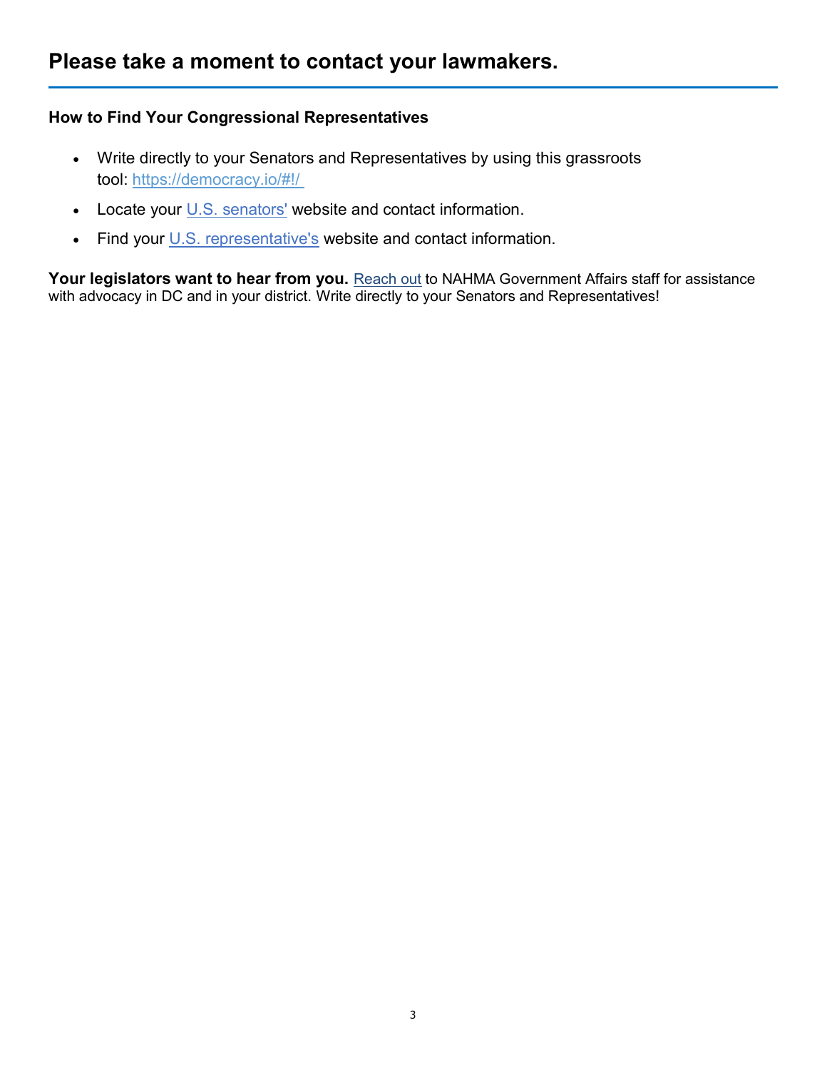# Please take a moment to contact your lawmakers.

### How to Find Your Congressional Representatives

- Write directly to your Senators and Representatives by using this grassroots tool: https://democracy.io/#!/
- Locate your U.S. senators' website and contact information.
- Find your U.S. representative's website and contact information.

**Your legislators want to hear from you.** Reach out to NAHMA Government Affairs staff for assistance with advocacy in DC and in your district. Write directly to your Senators and Representatives!